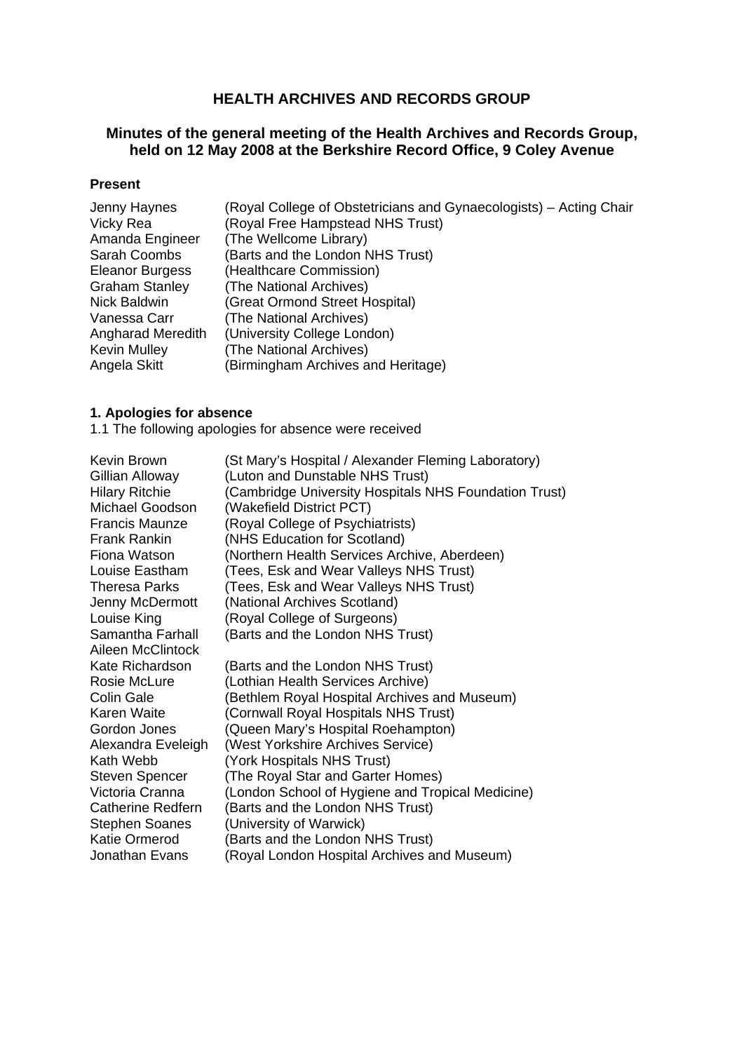# HEALTH ARCHIVES AND RECORDS GROUP

## Minutes of the general meeting of the Health Archives and Records Group, held on 12 May 2008 at the Berkshire Record Office, 9 Coley Avenue

### Present

| | |
|---|---|
| Jenny Haynes | (Royal College of Obstetricians and Gynaecologists) – Acting Chair |
| Vicky Rea | (Royal Free Hampstead NHS Trust) |
| Amanda Engineer | (The Wellcome Library) |
| Sarah Coombs | (Barts and the London NHS Trust) |
| Eleanor Burgess | (Healthcare Commission) |
| Graham Stanley | (The National Archives) |
| Nick Baldwin | (Great Ormond Street Hospital) |
| Vanessa Carr | (The National Archives) |
| Angharad Meredith | (University College London) |
| Kevin Mulley | (The National Archives) |
| Angela Skitt | (Birmingham Archives and Heritage) |

### 1. Apologies for absence

1.1 The following apologies for absence were received

| | |
|---|---|
| Kevin Brown | (St Mary's Hospital / Alexander Fleming Laboratory) |
| Gillian Alloway | (Luton and Dunstable NHS Trust) |
| Hilary Ritchie | (Cambridge University Hospitals NHS Foundation Trust) |
| Michael Goodson | (Wakefield District PCT) |
| Francis Maunze | (Royal College of Psychiatrists) |
| Frank Rankin | (NHS Education for Scotland) |
| Fiona Watson | (Northern Health Services Archive, Aberdeen) |
| Louise Eastham | (Tees, Esk and Wear Valleys NHS Trust) |
| Theresa Parks | (Tees, Esk and Wear Valleys NHS Trust) |
| Jenny McDermott | (National Archives Scotland) |
| Louise King | (Royal College of Surgeons) |
| Samantha Farhall | (Barts and the London NHS Trust) |
| Aileen McClintock | |
| Kate Richardson | (Barts and the London NHS Trust) |
| Rosie McLure | (Lothian Health Services Archive) |
| Colin Gale | (Bethlem Royal Hospital Archives and Museum) |
| Karen Waite | (Cornwall Royal Hospitals NHS Trust) |
| Gordon Jones | (Queen Mary's Hospital Roehampton) |
| Alexandra Eveleigh | (West Yorkshire Archives Service) |
| Kath Webb | (York Hospitals NHS Trust) |
| Steven Spencer | (The Royal Star and Garter Homes) |
| Victoria Cranna | (London School of Hygiene and Tropical Medicine) |
| Catherine Redfern | (Barts and the London NHS Trust) |
| Stephen Soanes | (University of Warwick) |
| Katie Ormerod | (Barts and the London NHS Trust) |
| Jonathan Evans | (Royal London Hospital Archives and Museum) |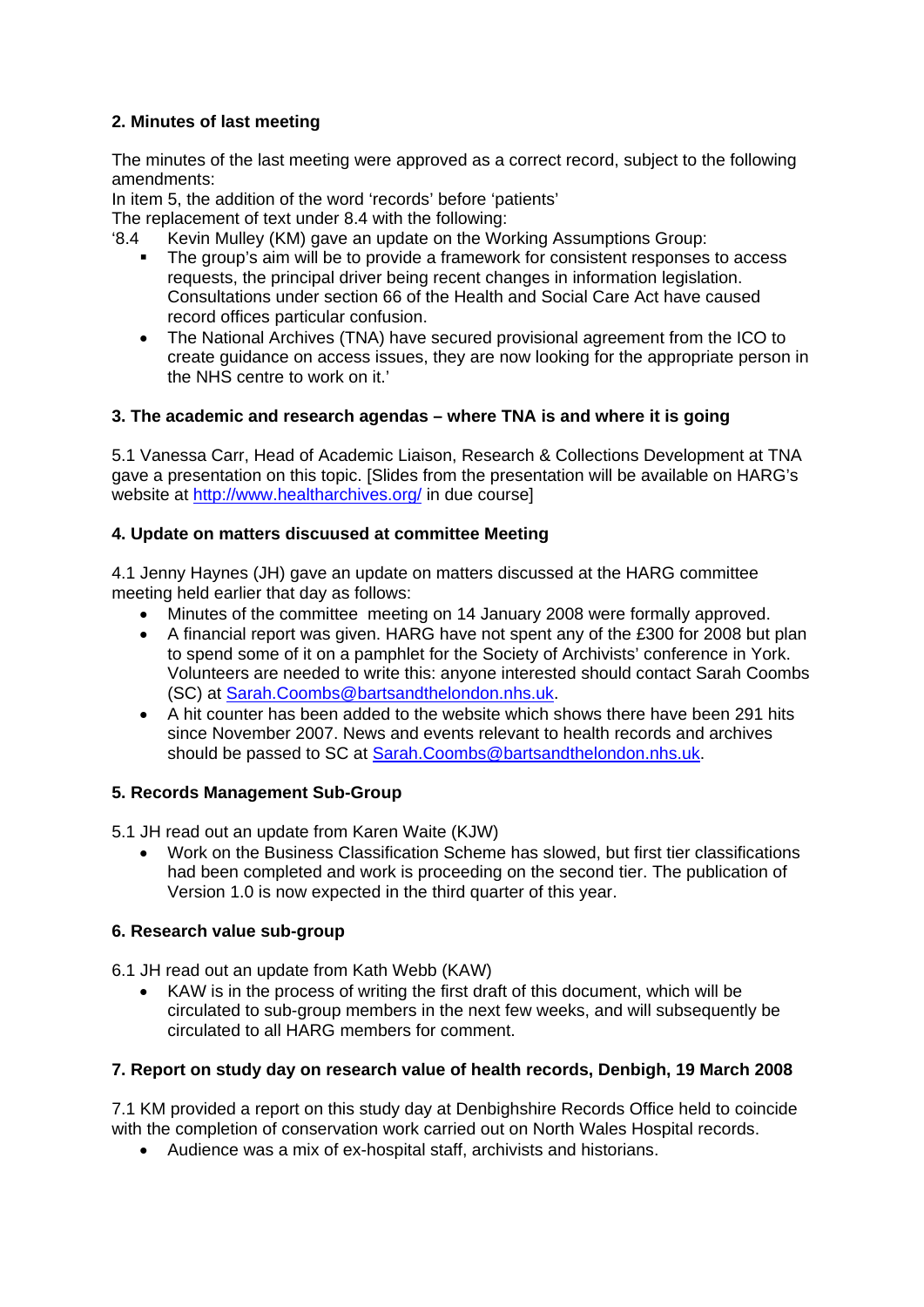**2. Minutes of last meeting**

The minutes of the last meeting were approved as a correct record, subject to the following amendments:
In item 5, the addition of the word 'records' before 'patients'
The replacement of text under 8.4 with the following:
'8.4 Kevin Mulley (KM) gave an update on the Working Assumptions Group:

- The group's aim will be to provide a framework for consistent responses to access requests, the principal driver being recent changes in information legislation. Consultations under section 66 of the Health and Social Care Act have caused record offices particular confusion.
- The National Archives (TNA) have secured provisional agreement from the ICO to create guidance on access issues, they are now looking for the appropriate person in the NHS centre to work on it.'

**3. The academic and research agendas – where TNA is and where it is going**

5.1 Vanessa Carr, Head of Academic Liaison, Research & Collections Development at TNA gave a presentation on this topic. [Slides from the presentation will be available on HARG's website at http://www.healtharchives.org/ in due course]

**4. Update on matters discuused at committee Meeting**

4.1 Jenny Haynes (JH) gave an update on matters discussed at the HARG committee meeting held earlier that day as follows:

- Minutes of the committee meeting on 14 January 2008 were formally approved.
- A financial report was given. HARG have not spent any of the £300 for 2008 but plan to spend some of it on a pamphlet for the Society of Archivists' conference in York. Volunteers are needed to write this: anyone interested should contact Sarah Coombs (SC) at Sarah.Coombs@bartsandthelondon.nhs.uk.
- A hit counter has been added to the website which shows there have been 291 hits since November 2007. News and events relevant to health records and archives should be passed to SC at Sarah.Coombs@bartsandthelondon.nhs.uk.

**5. Records Management Sub-Group**

5.1 JH read out an update from Karen Waite (KJW)

- Work on the Business Classification Scheme has slowed, but first tier classifications had been completed and work is proceeding on the second tier. The publication of Version 1.0 is now expected in the third quarter of this year.

**6. Research value sub-group**

6.1 JH read out an update from Kath Webb (KAW)

- KAW is in the process of writing the first draft of this document, which will be circulated to sub-group members in the next few weeks, and will subsequently be circulated to all HARG members for comment.

**7. Report on study day on research value of health records, Denbigh, 19 March 2008**

7.1 KM provided a report on this study day at Denbighshire Records Office held to coincide with the completion of conservation work carried out on North Wales Hospital records.

- Audience was a mix of ex-hospital staff, archivists and historians.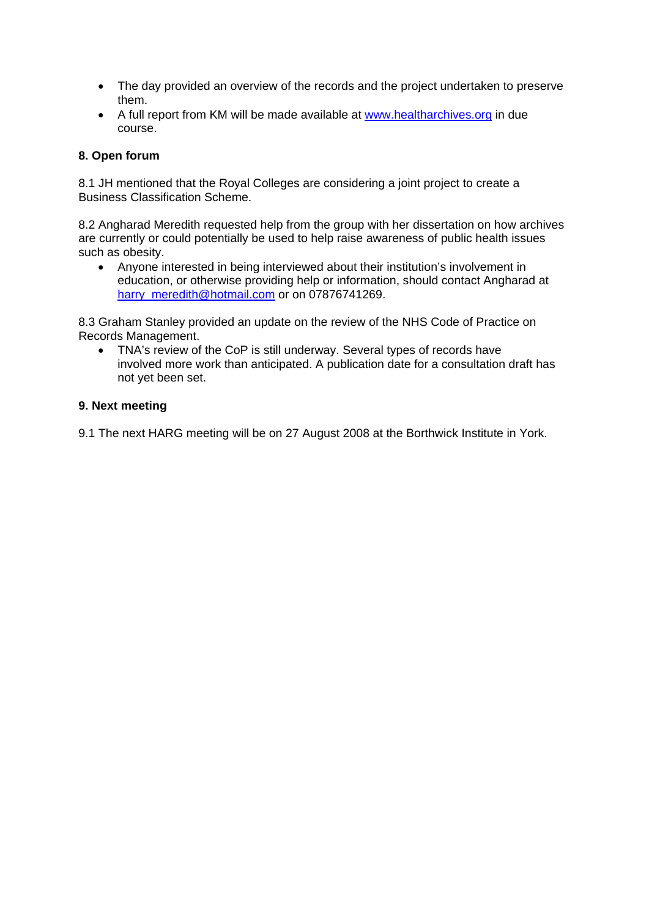- The day provided an overview of the records and the project undertaken to preserve them.
- A full report from KM will be made available at www.healtharchives.org in due course.

**8. Open forum**

8.1 JH mentioned that the Royal Colleges are considering a joint project to create a Business Classification Scheme.

8.2 Angharad Meredith requested help from the group with her dissertation on how archives are currently or could potentially be used to help raise awareness of public health issues such as obesity.

- Anyone interested in being interviewed about their institution's involvement in education, or otherwise providing help or information, should contact Angharad at harry_meredith@hotmail.com or on 07876741269.

8.3 Graham Stanley provided an update on the review of the NHS Code of Practice on Records Management.

- TNA's review of the CoP is still underway. Several types of records have involved more work than anticipated. A publication date for a consultation draft has not yet been set.

**9. Next meeting**

9.1 The next HARG meeting will be on 27 August 2008 at the Borthwick Institute in York.